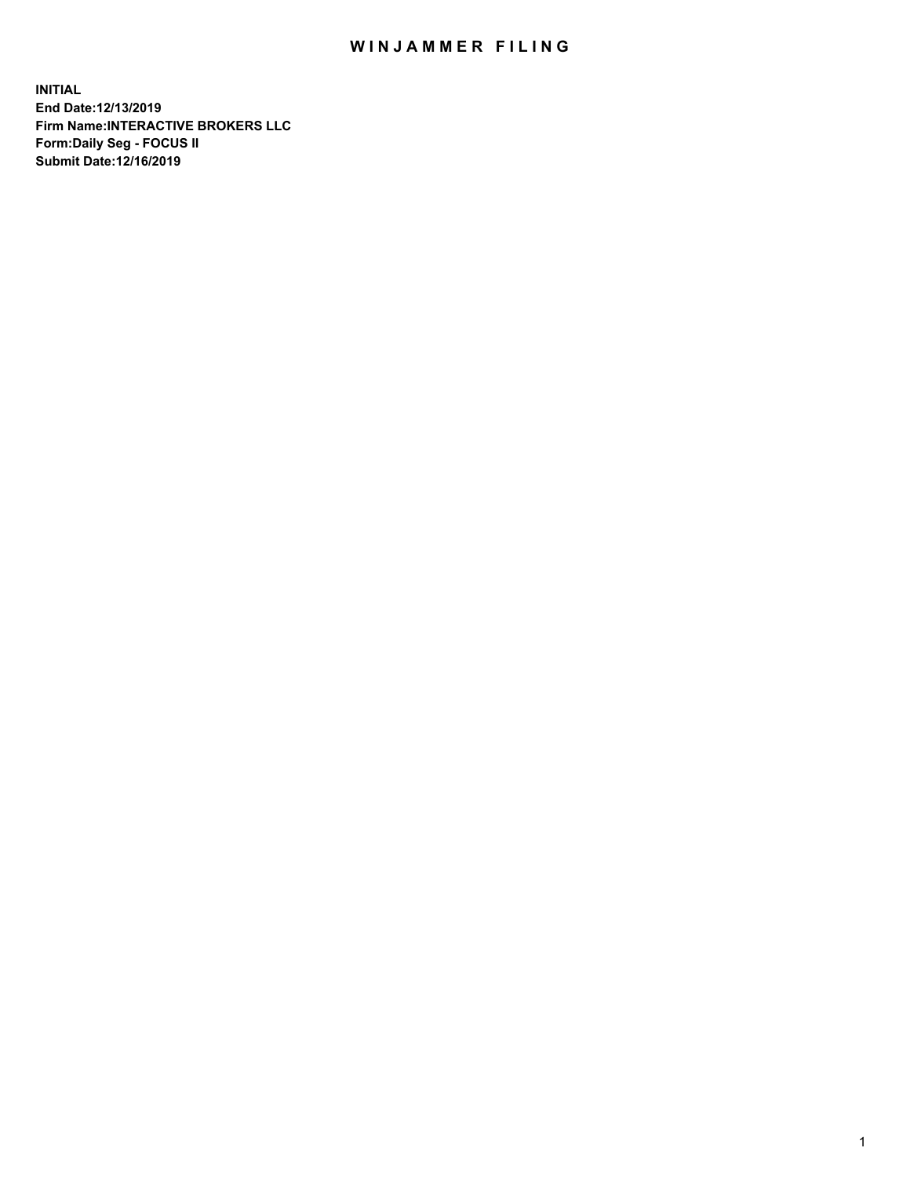# WINJAMMER FILING

**INITIAL**
**End Date:12/13/2019**
**Firm Name:INTERACTIVE BROKERS LLC**
**Form:Daily Seg - FOCUS II**
**Submit Date:12/16/2019**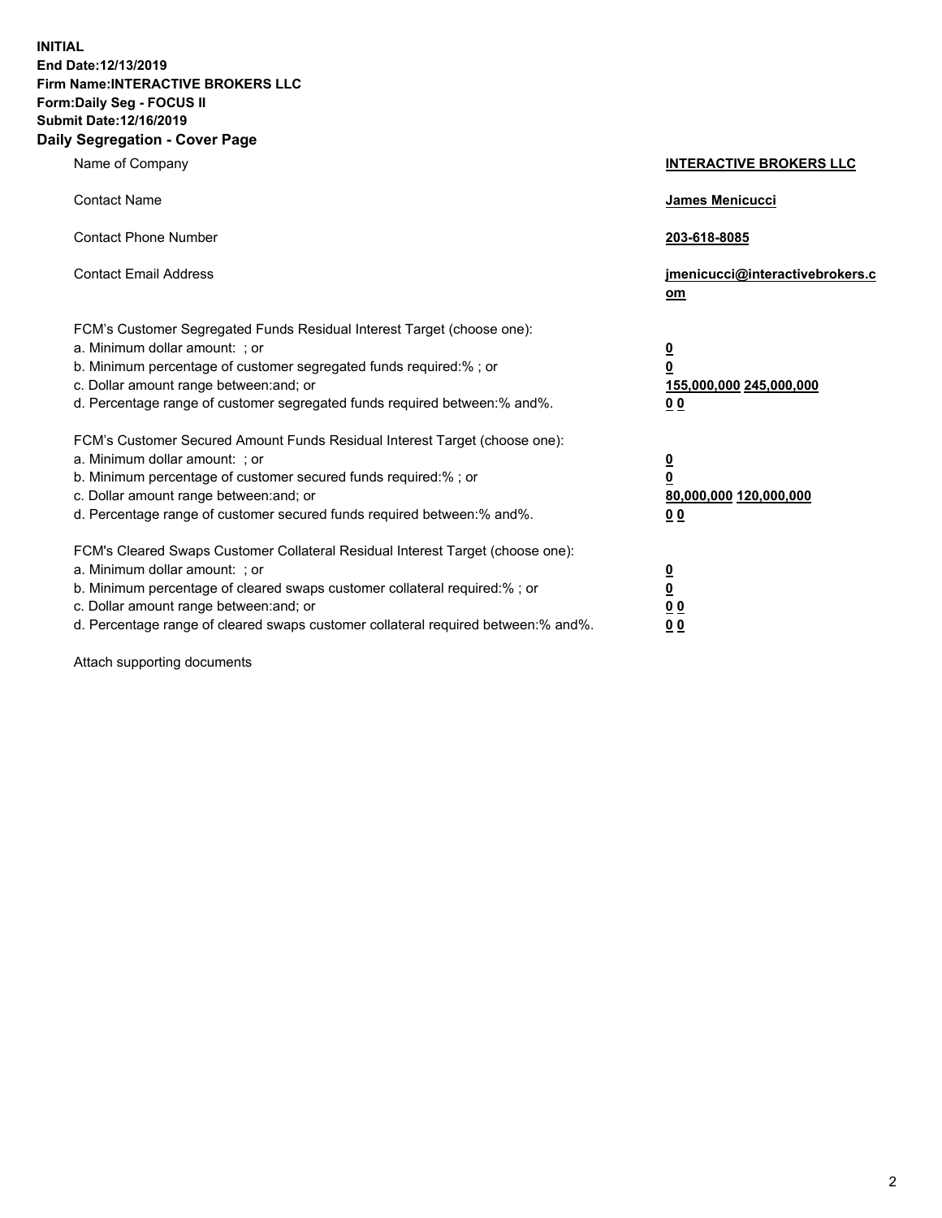**INITIAL**
**End Date:12/13/2019**
**Firm Name:INTERACTIVE BROKERS LLC**
**Form:Daily Seg - FOCUS II**
**Submit Date:12/16/2019**
**Daily Segregation - Cover Page**

| | |
|---|---|
| Name of Company | **INTERACTIVE BROKERS LLC** |
| Contact Name | **James Menicucci** |
| Contact Phone Number | **203-618-8085** |
| Contact Email Address | **jmenicucci@interactivebrokers.com** |

FCM's Customer Segregated Funds Residual Interest Target (choose one):

| | |
|---|---|
| a. Minimum dollar amount: ; or | **0** |
| b. Minimum percentage of customer segregated funds required:% ; or | **0** |
| c. Dollar amount range between:and; or | **155,000,000 245,000,000** |
| d. Percentage range of customer segregated funds required between:% and%. | **0 0** |

FCM's Customer Secured Amount Funds Residual Interest Target (choose one):

| | |
|---|---|
| a. Minimum dollar amount: ; or | **0** |
| b. Minimum percentage of customer secured funds required:% ; or | **0** |
| c. Dollar amount range between:and; or | **80,000,000 120,000,000** |
| d. Percentage range of customer secured funds required between:% and%. | **0 0** |

FCM's Cleared Swaps Customer Collateral Residual Interest Target (choose one):

| | |
|---|---|
| a. Minimum dollar amount: ; or | **0** |
| b. Minimum percentage of cleared swaps customer collateral required:% ; or | **0** |
| c. Dollar amount range between:and; or | **0 0** |
| d. Percentage range of cleared swaps customer collateral required between:% and%. | **0 0** |

Attach supporting documents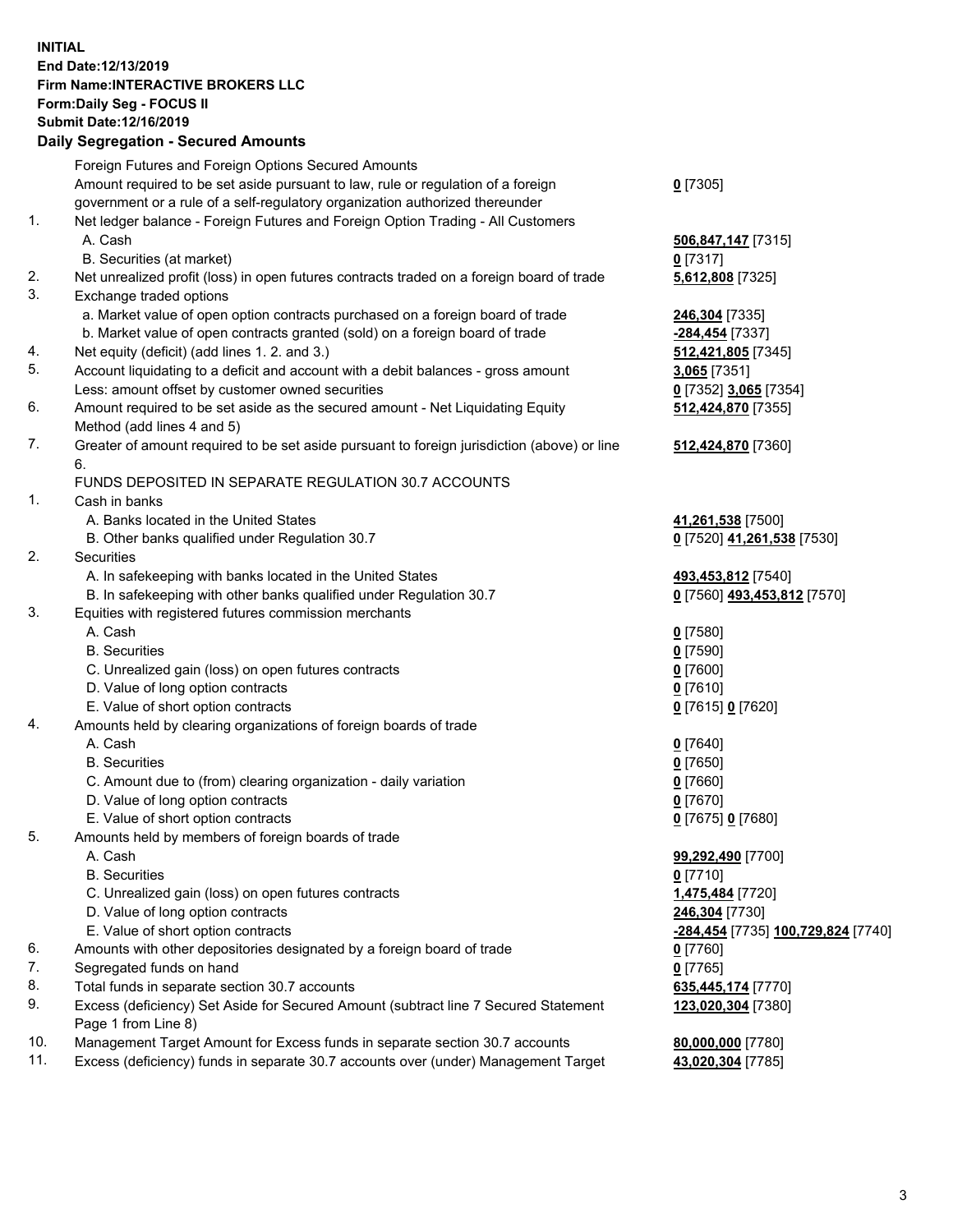**INITIAL**
**End Date:12/13/2019**
**Firm Name:INTERACTIVE BROKERS LLC**
**Form:Daily Seg - FOCUS II**
**Submit Date:12/16/2019**

## Daily Segregation - Secured Amounts

| | | |
|---|---|---|
| | Foreign Futures and Foreign Options Secured Amounts | |
| | Amount required to be set aside pursuant to law, rule or regulation of a foreign government or a rule of a self-regulatory organization authorized thereunder | **0** [7305] |
| 1. | Net ledger balance - Foreign Futures and Foreign Option Trading - All Customers | |
| | A. Cash | **506,847,147** [7315] |
| | B. Securities (at market) | **0** [7317] |
| 2. | Net unrealized profit (loss) in open futures contracts traded on a foreign board of trade | **5,612,808** [7325] |
| 3. | Exchange traded options | |
| | a. Market value of open option contracts purchased on a foreign board of trade | **246,304** [7335] |
| | b. Market value of open contracts granted (sold) on a foreign board of trade | **-284,454** [7337] |
| 4. | Net equity (deficit) (add lines 1. 2. and 3.) | **512,421,805** [7345] |
| 5. | Account liquidating to a deficit and account with a debit balances - gross amount | **3,065** [7351] |
| | Less: amount offset by customer owned securities | **0** [7352] **3,065** [7354] |
| 6. | Amount required to be set aside as the secured amount - Net Liquidating Equity Method (add lines 4 and 5) | **512,424,870** [7355] |
| 7. | Greater of amount required to be set aside pursuant to foreign jurisdiction (above) or line 6. | **512,424,870** [7360] |
| | FUNDS DEPOSITED IN SEPARATE REGULATION 30.7 ACCOUNTS | |
| 1. | Cash in banks | |
| | A. Banks located in the United States | **41,261,538** [7500] |
| | B. Other banks qualified under Regulation 30.7 | **0** [7520] **41,261,538** [7530] |
| 2. | Securities | |
| | A. In safekeeping with banks located in the United States | **493,453,812** [7540] |
| | B. In safekeeping with other banks qualified under Regulation 30.7 | **0** [7560] **493,453,812** [7570] |
| 3. | Equities with registered futures commission merchants | |
| | A. Cash | **0** [7580] |
| | B. Securities | **0** [7590] |
| | C. Unrealized gain (loss) on open futures contracts | **0** [7600] |
| | D. Value of long option contracts | **0** [7610] |
| | E. Value of short option contracts | **0** [7615] **0** [7620] |
| 4. | Amounts held by clearing organizations of foreign boards of trade | |
| | A. Cash | **0** [7640] |
| | B. Securities | **0** [7650] |
| | C. Amount due to (from) clearing organization - daily variation | **0** [7660] |
| | D. Value of long option contracts | **0** [7670] |
| | E. Value of short option contracts | **0** [7675] **0** [7680] |
| 5. | Amounts held by members of foreign boards of trade | |
| | A. Cash | **99,292,490** [7700] |
| | B. Securities | **0** [7710] |
| | C. Unrealized gain (loss) on open futures contracts | **1,475,484** [7720] |
| | D. Value of long option contracts | **246,304** [7730] |
| | E. Value of short option contracts | **-284,454** [7735] **100,729,824** [7740] |
| 6. | Amounts with other depositories designated by a foreign board of trade | **0** [7760] |
| 7. | Segregated funds on hand | **0** [7765] |
| 8. | Total funds in separate section 30.7 accounts | **635,445,174** [7770] |
| 9. | Excess (deficiency) Set Aside for Secured Amount (subtract line 7 Secured Statement Page 1 from Line 8) | **123,020,304** [7380] |
| 10. | Management Target Amount for Excess funds in separate section 30.7 accounts | **80,000,000** [7780] |
| 11. | Excess (deficiency) funds in separate 30.7 accounts over (under) Management Target | **43,020,304** [7785] |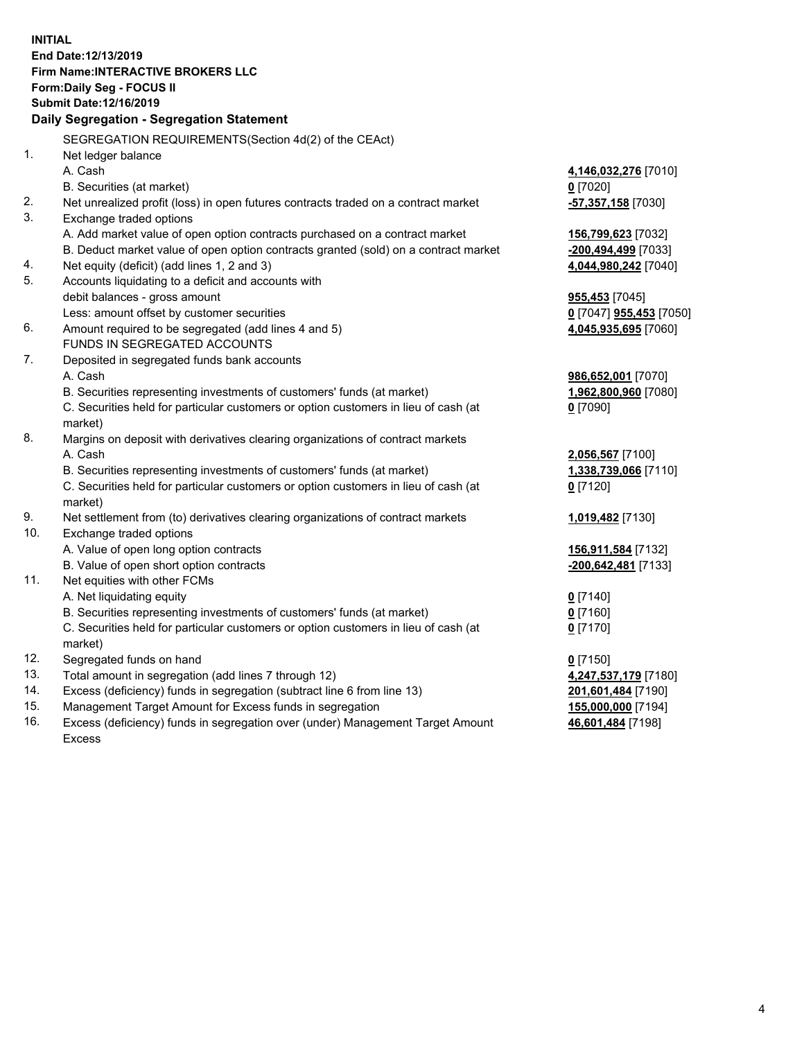**INITIAL**
**End Date:12/13/2019**
**Firm Name:INTERACTIVE BROKERS LLC**
**Form:Daily Seg - FOCUS II**
**Submit Date:12/16/2019**

**Daily Segregation - Segregation Statement**

| | | |
|---|---|---|
| | SEGREGATION REQUIREMENTS(Section 4d(2) of the CEAct) | |
| 1. | Net ledger balance | |
| | A. Cash | **4,146,032,276** [7010] |
| | B. Securities (at market) | **0** [7020] |
| 2. | Net unrealized profit (loss) in open futures contracts traded on a contract market | **-57,357,158** [7030] |
| 3. | Exchange traded options | |
| | A. Add market value of open option contracts purchased on a contract market | **156,799,623** [7032] |
| | B. Deduct market value of open option contracts granted (sold) on a contract market | **-200,494,499** [7033] |
| 4. | Net equity (deficit) (add lines 1, 2 and 3) | **4,044,980,242** [7040] |
| 5. | Accounts liquidating to a deficit and accounts with debit balances - gross amount | **955,453** [7045] |
| | Less: amount offset by customer securities | **0** [7047] **955,453** [7050] |
| 6. | Amount required to be segregated (add lines 4 and 5) | **4,045,935,695** [7060] |
| | FUNDS IN SEGREGATED ACCOUNTS | |
| 7. | Deposited in segregated funds bank accounts | |
| | A. Cash | **986,652,001** [7070] |
| | B. Securities representing investments of customers' funds (at market) | **1,962,800,960** [7080] |
| | C. Securities held for particular customers or option customers in lieu of cash (at market) | **0** [7090] |
| 8. | Margins on deposit with derivatives clearing organizations of contract markets | |
| | A. Cash | **2,056,567** [7100] |
| | B. Securities representing investments of customers' funds (at market) | **1,338,739,066** [7110] |
| | C. Securities held for particular customers or option customers in lieu of cash (at market) | **0** [7120] |
| 9. | Net settlement from (to) derivatives clearing organizations of contract markets | **1,019,482** [7130] |
| 10. | Exchange traded options | |
| | A. Value of open long option contracts | **156,911,584** [7132] |
| | B. Value of open short option contracts | **-200,642,481** [7133] |
| 11. | Net equities with other FCMs | |
| | A. Net liquidating equity | **0** [7140] |
| | B. Securities representing investments of customers' funds (at market) | **0** [7160] |
| | C. Securities held for particular customers or option customers in lieu of cash (at market) | **0** [7170] |
| 12. | Segregated funds on hand | **0** [7150] |
| 13. | Total amount in segregation (add lines 7 through 12) | **4,247,537,179** [7180] |
| 14. | Excess (deficiency) funds in segregation (subtract line 6 from line 13) | **201,601,484** [7190] |
| 15. | Management Target Amount for Excess funds in segregation | **155,000,000** [7194] |
| 16. | Excess (deficiency) funds in segregation over (under) Management Target Amount Excess | **46,601,484** [7198] |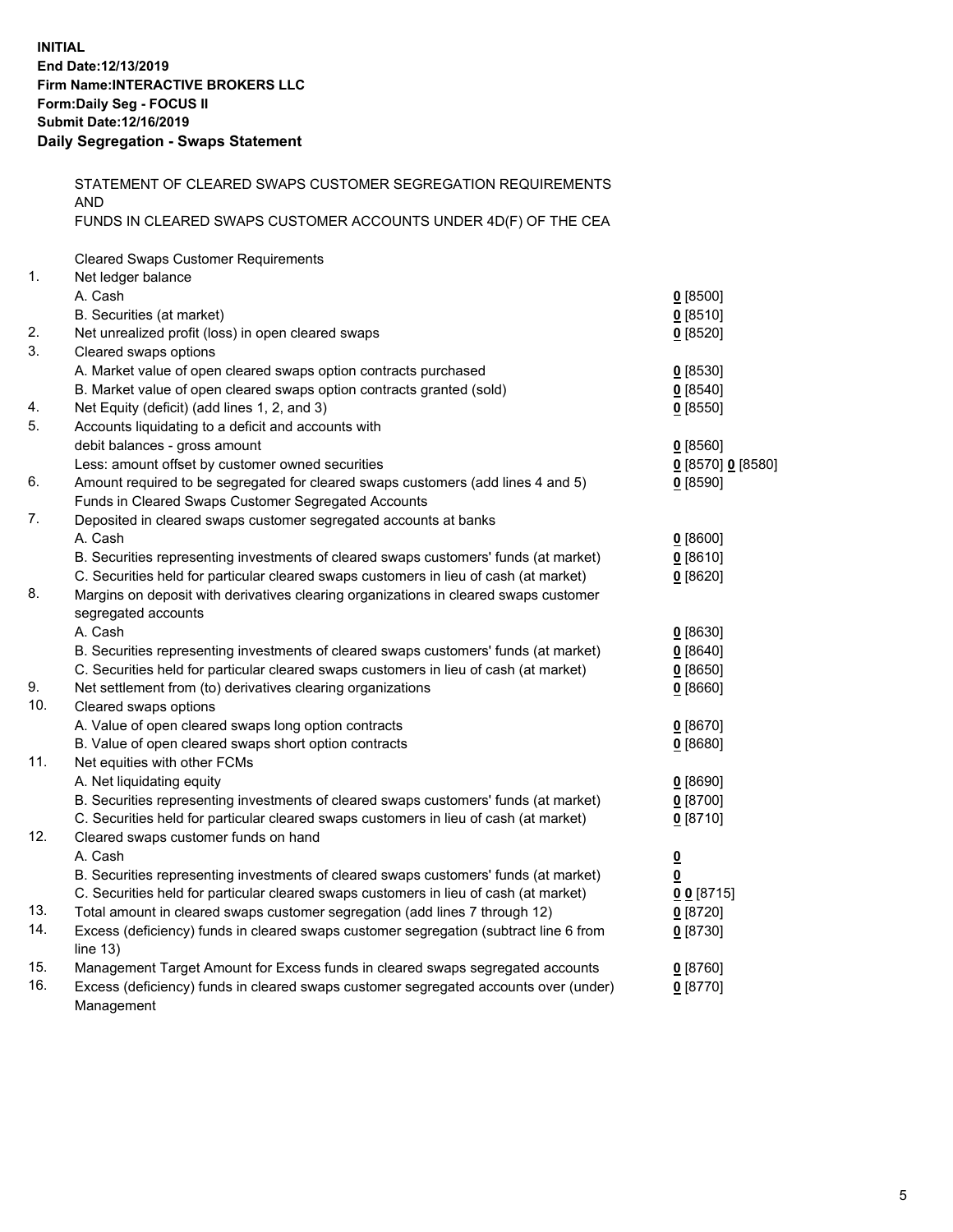**INITIAL**
**End Date:12/13/2019**
**Firm Name:INTERACTIVE BROKERS LLC**
**Form:Daily Seg - FOCUS II**
**Submit Date:12/16/2019**
**Daily Segregation - Swaps Statement**

STATEMENT OF CLEARED SWAPS CUSTOMER SEGREGATION REQUIREMENTS
AND
FUNDS IN CLEARED SWAPS CUSTOMER ACCOUNTS UNDER 4D(F) OF THE CEA

| | | |
|---|---|---|
| | Cleared Swaps Customer Requirements | |
| 1. | Net ledger balance | |
| | A. Cash | 0 [8500] |
| | B. Securities (at market) | 0 [8510] |
| 2. | Net unrealized profit (loss) in open cleared swaps | 0 [8520] |
| 3. | Cleared swaps options | |
| | A. Market value of open cleared swaps option contracts purchased | 0 [8530] |
| | B. Market value of open cleared swaps option contracts granted (sold) | 0 [8540] |
| 4. | Net Equity (deficit) (add lines 1, 2, and 3) | 0 [8550] |
| 5. | Accounts liquidating to a deficit and accounts with debit balances - gross amount | 0 [8560] |
| | Less: amount offset by customer owned securities | 0 [8570] 0 [8580] |
| 6. | Amount required to be segregated for cleared swaps customers (add lines 4 and 5) | 0 [8590] |
| | Funds in Cleared Swaps Customer Segregated Accounts | |
| 7. | Deposited in cleared swaps customer segregated accounts at banks | |
| | A. Cash | 0 [8600] |
| | B. Securities representing investments of cleared swaps customers' funds (at market) | 0 [8610] |
| | C. Securities held for particular cleared swaps customers in lieu of cash (at market) | 0 [8620] |
| 8. | Margins on deposit with derivatives clearing organizations in cleared swaps customer segregated accounts | |
| | A. Cash | 0 [8630] |
| | B. Securities representing investments of cleared swaps customers' funds (at market) | 0 [8640] |
| | C. Securities held for particular cleared swaps customers in lieu of cash (at market) | 0 [8650] |
| 9. | Net settlement from (to) derivatives clearing organizations | 0 [8660] |
| 10. | Cleared swaps options | |
| | A. Value of open cleared swaps long option contracts | 0 [8670] |
| | B. Value of open cleared swaps short option contracts | 0 [8680] |
| 11. | Net equities with other FCMs | |
| | A. Net liquidating equity | 0 [8690] |
| | B. Securities representing investments of cleared swaps customers' funds (at market) | 0 [8700] |
| | C. Securities held for particular cleared swaps customers in lieu of cash (at market) | 0 [8710] |
| 12. | Cleared swaps customer funds on hand | |
| | A. Cash | 0 |
| | B. Securities representing investments of cleared swaps customers' funds (at market) | 0 |
| | C. Securities held for particular cleared swaps customers in lieu of cash (at market) | 0 0 [8715] |
| 13. | Total amount in cleared swaps customer segregation (add lines 7 through 12) | 0 [8720] |
| 14. | Excess (deficiency) funds in cleared swaps customer segregation (subtract line 6 from line 13) | 0 [8730] |
| 15. | Management Target Amount for Excess funds in cleared swaps segregated accounts | 0 [8760] |
| 16. | Excess (deficiency) funds in cleared swaps customer segregated accounts over (under) Management | 0 [8770] |